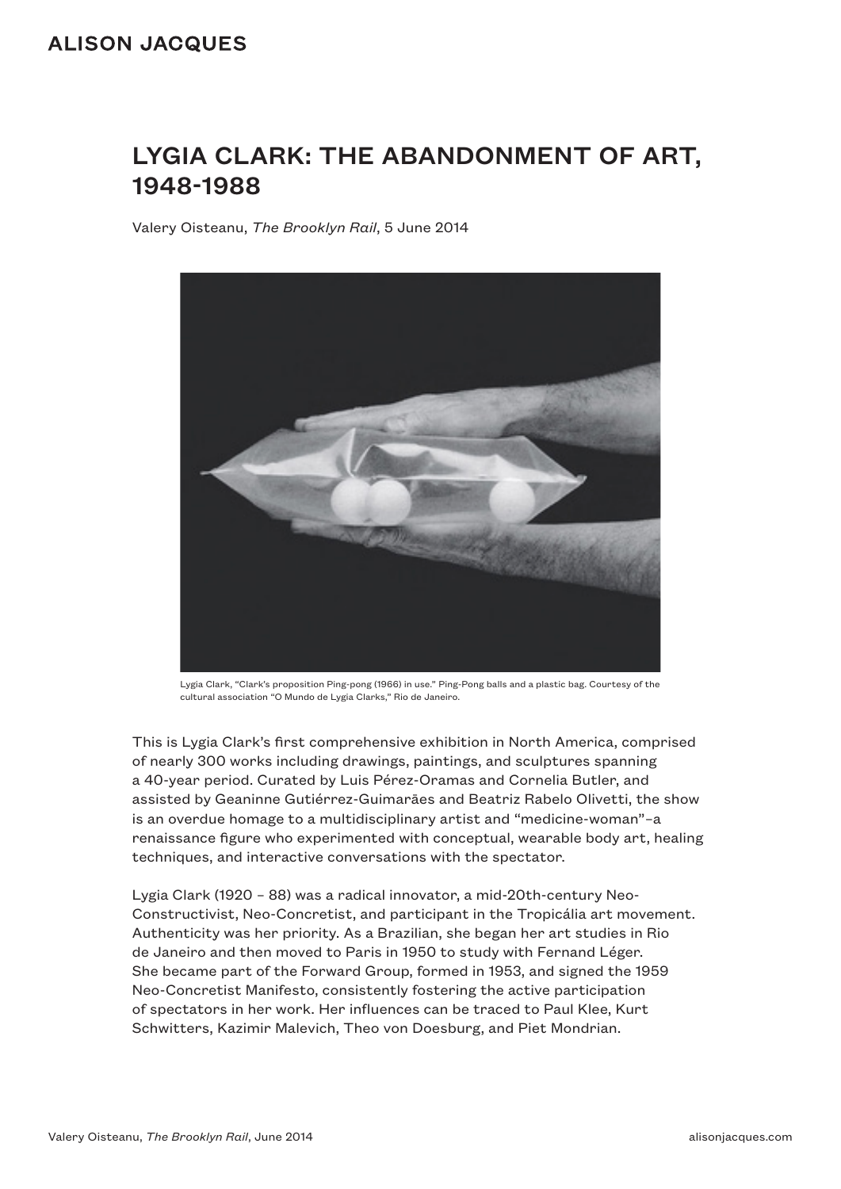# LYGIA CLARK: THE ABANDONMENT OF ART, 1948-1988

Valery Oisteanu, *The Brooklyn Rail*, 5 June 2014

Lygia Clark, "Clark's proposition Ping-pong (1966) in use." Ping-Pong balls and a plastic bag. Courtesy of the cultural association "O Mundo de Lygia Clarks," Rio de Janeiro.

This is Lygia Clark's first comprehensive exhibition in North America, comprised of nearly 300 works including drawings, paintings, and sculptures spanning a 40-year period. Curated by Luis Pérez-Oramas and Cornelia Butler, and assisted by Geaninne Gutiérrez-Guimarães and Beatriz Rabelo Olivetti, the show is an overdue homage to a multidisciplinary artist and "medicine-woman"–a renaissance figure who experimented with conceptual, wearable body art, healing techniques, and interactive conversations with the spectator.

Lygia Clark (1920 – 88) was a radical innovator, a mid-20th-century Neo-Constructivist, Neo-Concretist, and participant in the Tropicália art movement. Authenticity was her priority. As a Brazilian, she began her art studies in Rio de Janeiro and then moved to Paris in 1950 to study with Fernand Léger. She became part of the Forward Group, formed in 1953, and signed the 1959 Neo-Concretist Manifesto, consistently fostering the active participation of spectators in her work. Her influences can be traced to Paul Klee, Kurt Schwitters, Kazimir Malevich, Theo von Doesburg, and Piet Mondrian.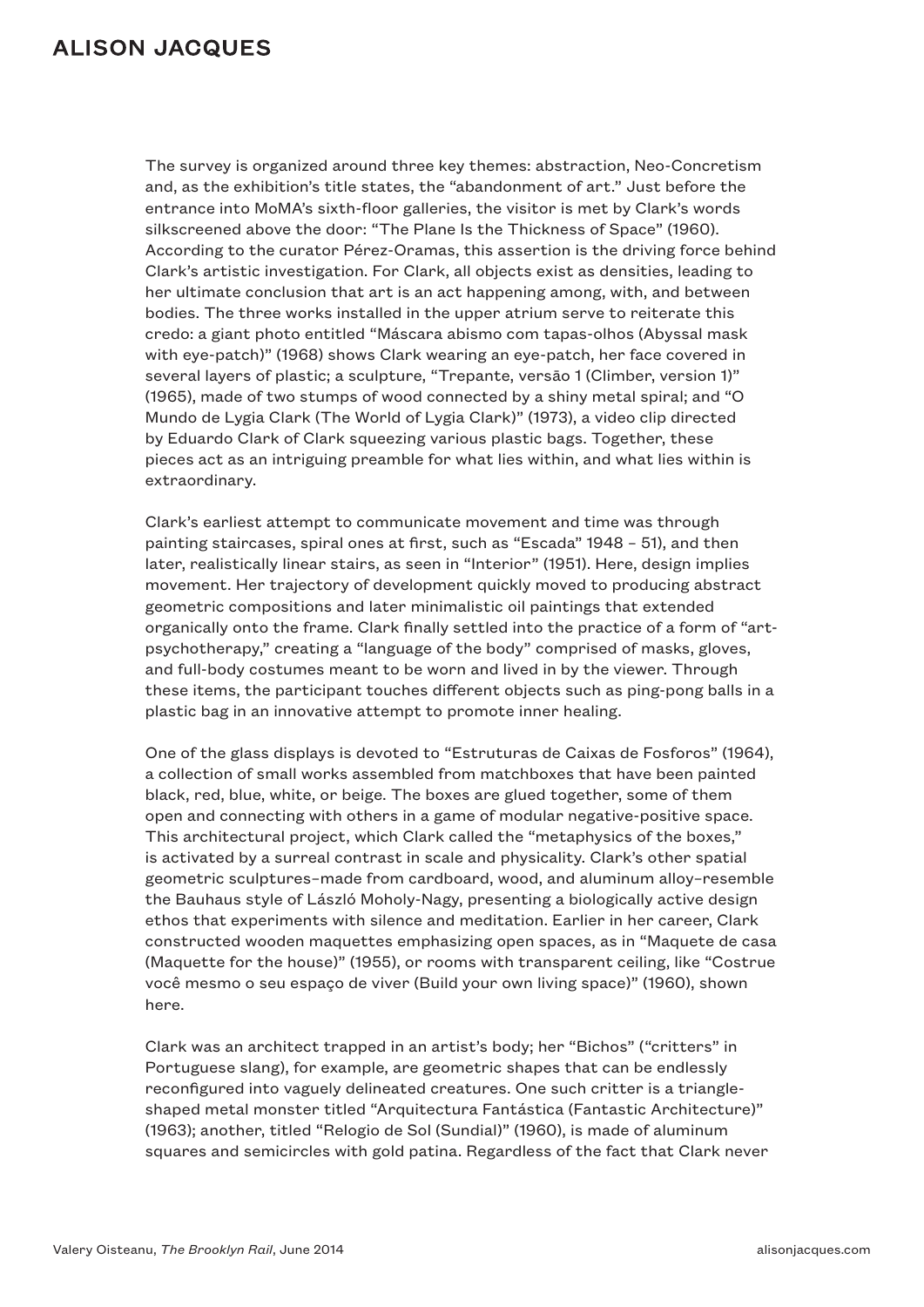The survey is organized around three key themes: abstraction, Neo-Concretism and, as the exhibition's title states, the "abandonment of art." Just before the entrance into MoMA's sixth-floor galleries, the visitor is met by Clark's words silkscreened above the door: "The Plane Is the Thickness of Space" (1960). According to the curator Pérez-Oramas, this assertion is the driving force behind Clark's artistic investigation. For Clark, all objects exist as densities, leading to her ultimate conclusion that art is an act happening among, with, and between bodies. The three works installed in the upper atrium serve to reiterate this credo: a giant photo entitled "Máscara abismo com tapas-olhos (Abyssal mask with eye-patch)" (1968) shows Clark wearing an eye-patch, her face covered in several layers of plastic; a sculpture, "Trepante, versão 1 (Climber, version 1)" (1965), made of two stumps of wood connected by a shiny metal spiral; and "O Mundo de Lygia Clark (The World of Lygia Clark)" (1973), a video clip directed by Eduardo Clark of Clark squeezing various plastic bags. Together, these pieces act as an intriguing preamble for what lies within, and what lies within is extraordinary.

Clark's earliest attempt to communicate movement and time was through painting staircases, spiral ones at first, such as "Escada" 1948 – 51), and then later, realistically linear stairs, as seen in "Interior" (1951). Here, design implies movement. Her trajectory of development quickly moved to producing abstract geometric compositions and later minimalistic oil paintings that extended organically onto the frame. Clark finally settled into the practice of a form of "art-psychotherapy," creating a "language of the body" comprised of masks, gloves, and full-body costumes meant to be worn and lived in by the viewer. Through these items, the participant touches different objects such as ping-pong balls in a plastic bag in an innovative attempt to promote inner healing.

One of the glass displays is devoted to "Estruturas de Caixas de Fosforos" (1964), a collection of small works assembled from matchboxes that have been painted black, red, blue, white, or beige. The boxes are glued together, some of them open and connecting with others in a game of modular negative-positive space. This architectural project, which Clark called the "metaphysics of the boxes," is activated by a surreal contrast in scale and physicality. Clark's other spatial geometric sculptures–made from cardboard, wood, and aluminum alloy–resemble the Bauhaus style of László Moholy-Nagy, presenting a biologically active design ethos that experiments with silence and meditation. Earlier in her career, Clark constructed wooden maquettes emphasizing open spaces, as in "Maquete de casa (Maquette for the house)" (1955), or rooms with transparent ceiling, like "Costrue você mesmo o seu espaço de viver (Build your own living space)" (1960), shown here.

Clark was an architect trapped in an artist's body; her "Bichos" ("critters" in Portuguese slang), for example, are geometric shapes that can be endlessly reconfigured into vaguely delineated creatures. One such critter is a triangle-shaped metal monster titled "Arquitectura Fantástica (Fantastic Architecture)" (1963); another, titled "Relogio de Sol (Sundial)" (1960), is made of aluminum squares and semicircles with gold patina. Regardless of the fact that Clark never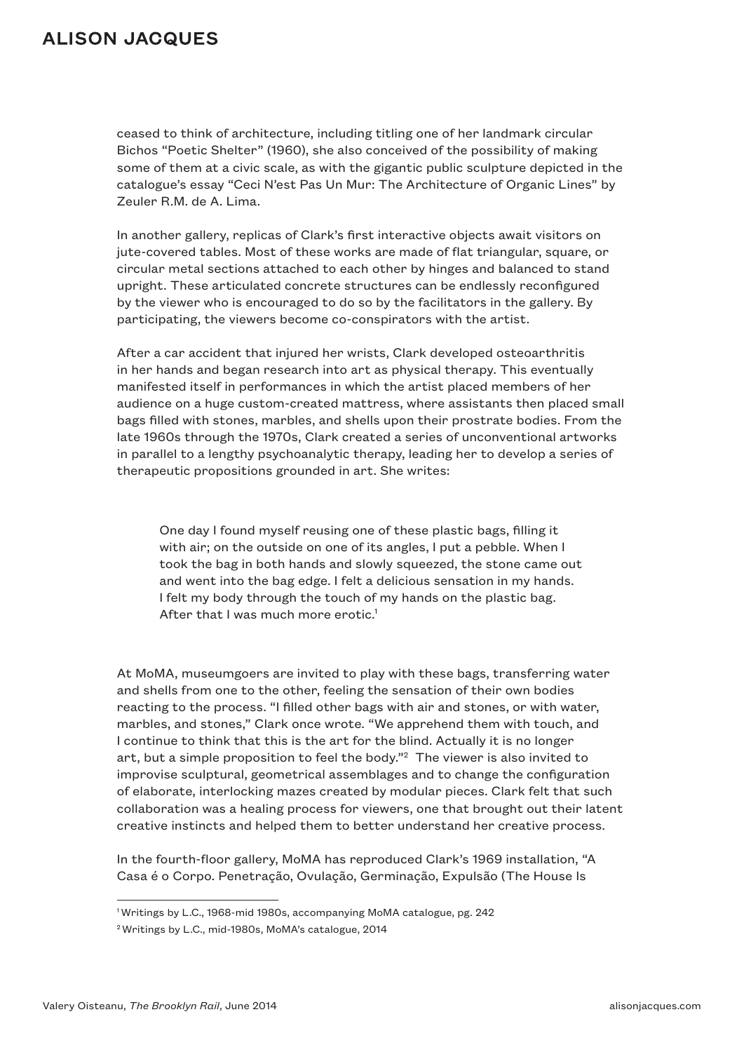ceased to think of architecture, including titling one of her landmark circular Bichos "Poetic Shelter" (1960), she also conceived of the possibility of making some of them at a civic scale, as with the gigantic public sculpture depicted in the catalogue's essay "Ceci N'est Pas Un Mur: The Architecture of Organic Lines" by Zeuler R.M. de A. Lima.

In another gallery, replicas of Clark's first interactive objects await visitors on jute-covered tables. Most of these works are made of flat triangular, square, or circular metal sections attached to each other by hinges and balanced to stand upright. These articulated concrete structures can be endlessly reconfigured by the viewer who is encouraged to do so by the facilitators in the gallery. By participating, the viewers become co-conspirators with the artist.

After a car accident that injured her wrists, Clark developed osteoarthritis in her hands and began research into art as physical therapy. This eventually manifested itself in performances in which the artist placed members of her audience on a huge custom-created mattress, where assistants then placed small bags filled with stones, marbles, and shells upon their prostrate bodies. From the late 1960s through the 1970s, Clark created a series of unconventional artworks in parallel to a lengthy psychoanalytic therapy, leading her to develop a series of therapeutic propositions grounded in art. She writes:

> One day I found myself reusing one of these plastic bags, filling it with air; on the outside on one of its angles, I put a pebble. When I took the bag in both hands and slowly squeezed, the stone came out and went into the bag edge. I felt a delicious sensation in my hands. I felt my body through the touch of my hands on the plastic bag. After that I was much more erotic.[1]

At MoMA, museumgoers are invited to play with these bags, transferring water and shells from one to the other, feeling the sensation of their own bodies reacting to the process. "I filled other bags with air and stones, or with water, marbles, and stones," Clark once wrote. "We apprehend them with touch, and I continue to think that this is the art for the blind. Actually it is no longer art, but a simple proposition to feel the body."[2] The viewer is also invited to improvise sculptural, geometrical assemblages and to change the configuration of elaborate, interlocking mazes created by modular pieces. Clark felt that such collaboration was a healing process for viewers, one that brought out their latent creative instincts and helped them to better understand her creative process.

In the fourth-floor gallery, MoMA has reproduced Clark's 1969 installation, "A Casa é o Corpo. Penetração, Ovulação, Germinação, Expulsão (The House Is

---

[1] Writings by L.C., 1968-mid 1980s, accompanying MoMA catalogue, pg. 242

[2] Writings by L.C., mid-1980s, MoMA's catalogue, 2014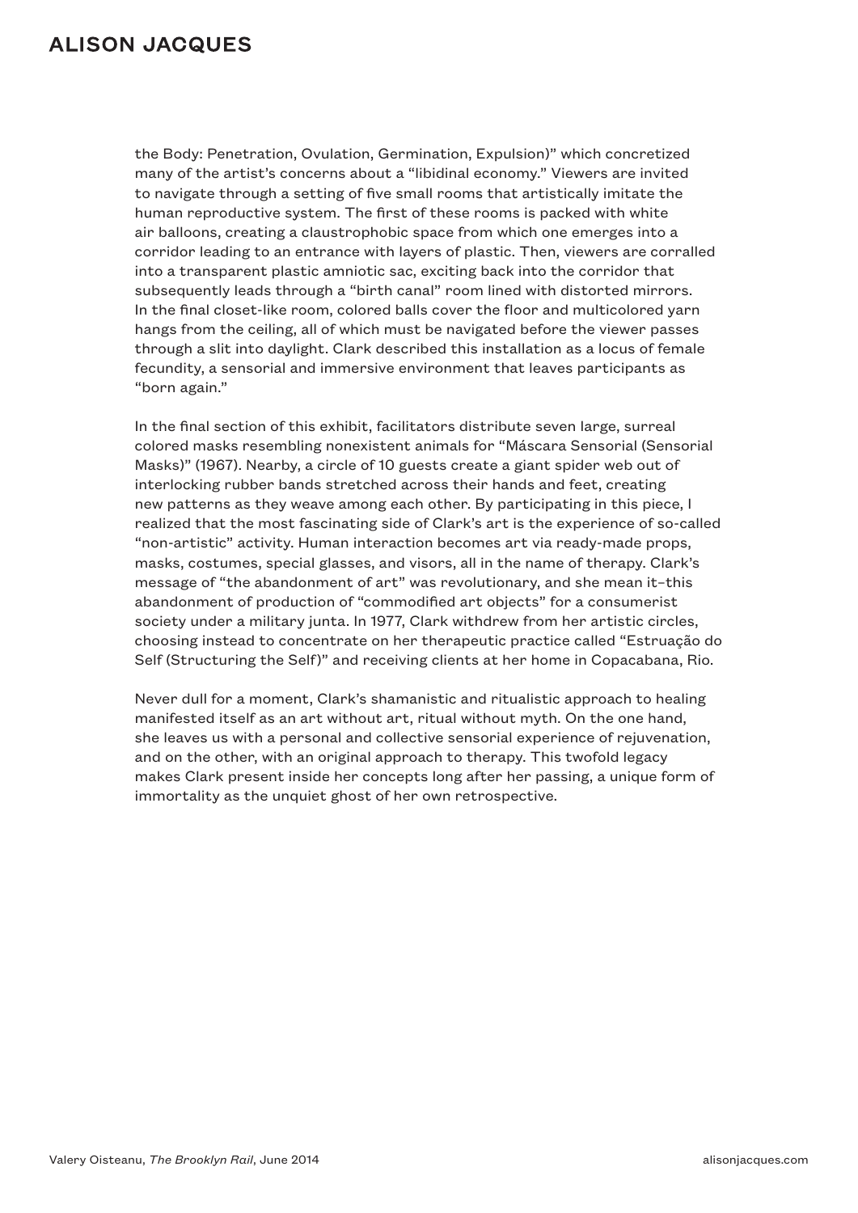the Body: Penetration, Ovulation, Germination, Expulsion)" which concretized many of the artist's concerns about a "libidinal economy." Viewers are invited to navigate through a setting of five small rooms that artistically imitate the human reproductive system. The first of these rooms is packed with white air balloons, creating a claustrophobic space from which one emerges into a corridor leading to an entrance with layers of plastic. Then, viewers are corralled into a transparent plastic amniotic sac, exciting back into the corridor that subsequently leads through a "birth canal" room lined with distorted mirrors. In the final closet-like room, colored balls cover the floor and multicolored yarn hangs from the ceiling, all of which must be navigated before the viewer passes through a slit into daylight. Clark described this installation as a locus of female fecundity, a sensorial and immersive environment that leaves participants as "born again."

In the final section of this exhibit, facilitators distribute seven large, surreal colored masks resembling nonexistent animals for "Máscara Sensorial (Sensorial Masks)" (1967). Nearby, a circle of 10 guests create a giant spider web out of interlocking rubber bands stretched across their hands and feet, creating new patterns as they weave among each other. By participating in this piece, I realized that the most fascinating side of Clark's art is the experience of so-called "non-artistic" activity. Human interaction becomes art via ready-made props, masks, costumes, special glasses, and visors, all in the name of therapy. Clark's message of "the abandonment of art" was revolutionary, and she mean it–this abandonment of production of "commodified art objects" for a consumerist society under a military junta. In 1977, Clark withdrew from her artistic circles, choosing instead to concentrate on her therapeutic practice called "Estruação do Self (Structuring the Self)" and receiving clients at her home in Copacabana, Rio.

Never dull for a moment, Clark's shamanistic and ritualistic approach to healing manifested itself as an art without art, ritual without myth. On the one hand, she leaves us with a personal and collective sensorial experience of rejuvenation, and on the other, with an original approach to therapy. This twofold legacy makes Clark present inside her concepts long after her passing, a unique form of immortality as the unquiet ghost of her own retrospective.